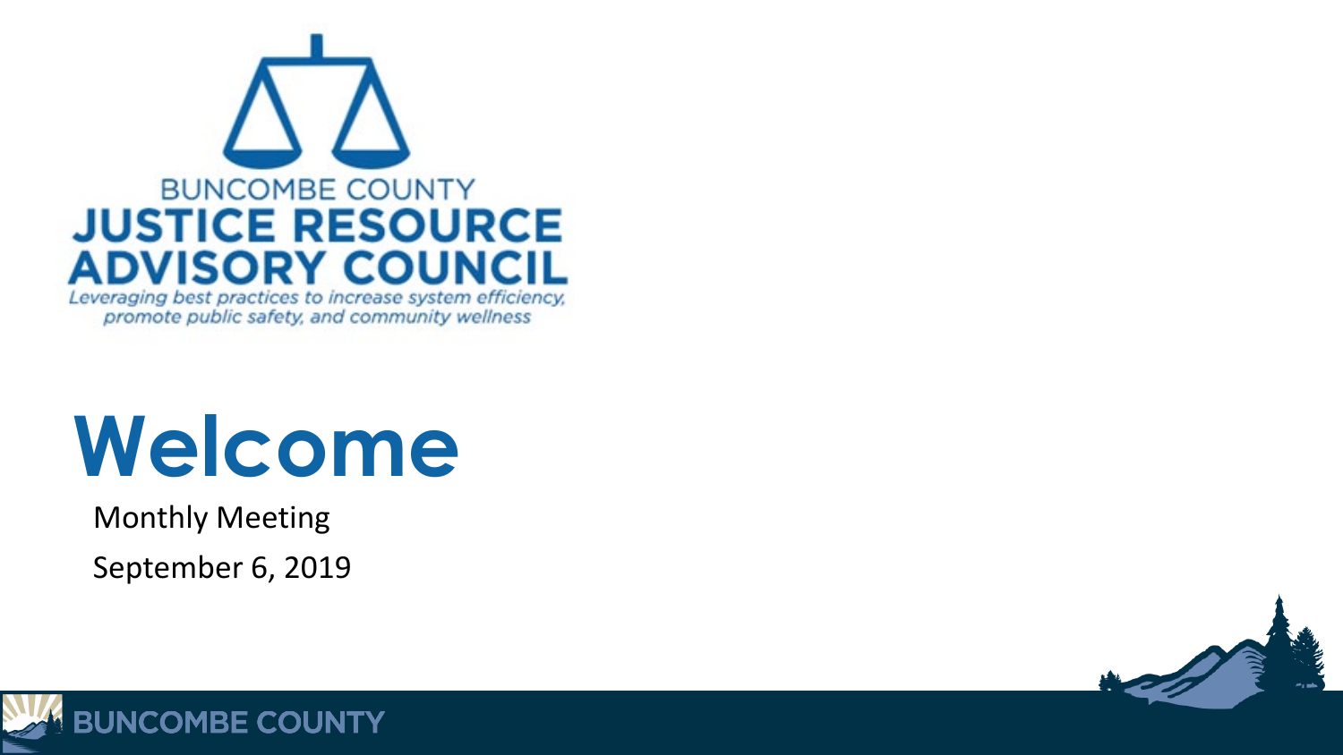BUNCOMBE COUNTY
**JUSTICE RESOURCE ADVISORY COUNCIL**

*Leveraging best practices to increase system efficiency, promote public safety, and community wellness*

# Welcome

Monthly Meeting

September 6, 2019

BUNCOMBE COUNTY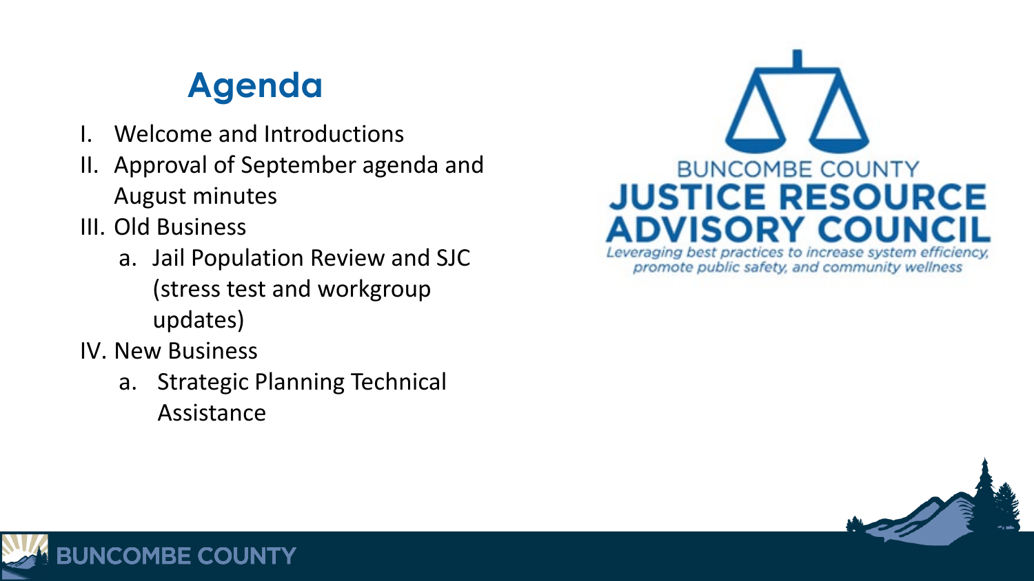# Agenda

I. Welcome and Introductions
II. Approval of September agenda and August minutes
III. Old Business
   a. Jail Population Review and SJC (stress test and workgroup updates)
IV. New Business
   a. Strategic Planning Technical Assistance

BUNCOMBE COUNTY
**JUSTICE RESOURCE ADVISORY COUNCIL**
*Leveraging best practices to increase system efficiency, promote public safety, and community wellness*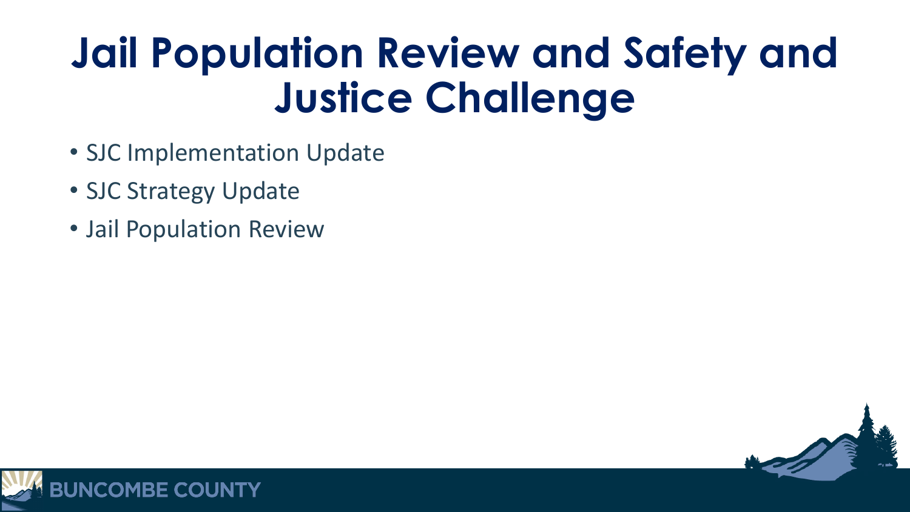# Jail Population Review and Safety and Justice Challenge

- SJC Implementation Update
- SJC Strategy Update
- Jail Population Review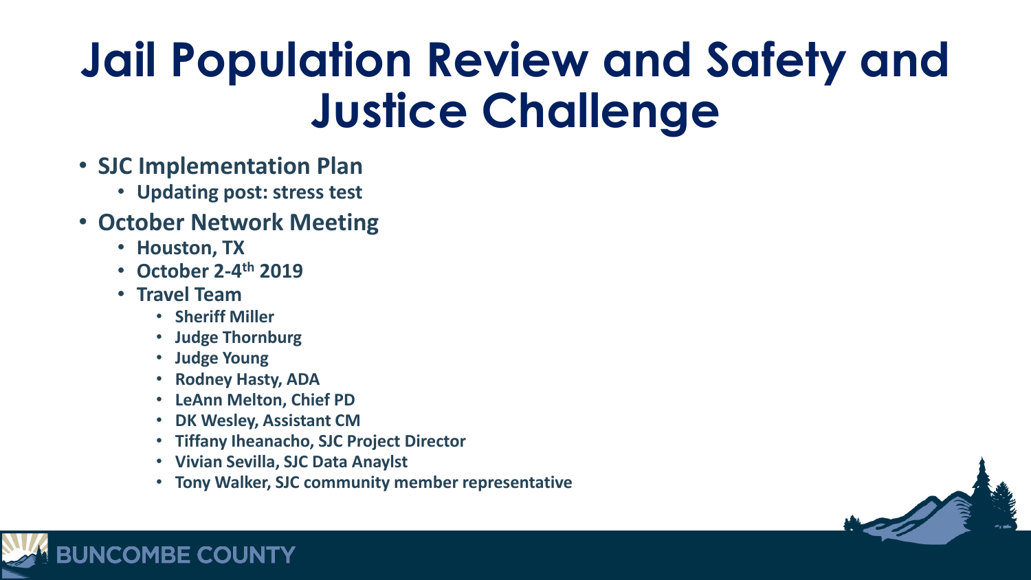# Jail Population Review and Safety and Justice Challenge

- **SJC Implementation Plan**
  - **Updating post: stress test**
- **October Network Meeting**
  - **Houston, TX**
  - **October 2-4th 2019**
  - **Travel Team**
    - **Sheriff Miller**
    - **Judge Thornburg**
    - **Judge Young**
    - **Rodney Hasty, ADA**
    - **LeAnn Melton, Chief PD**
    - **DK Wesley, Assistant CM**
    - **Tiffany Iheanacho, SJC Project Director**
    - **Vivian Sevilla, SJC Data Anaylst**
    - **Tony Walker, SJC community member representative**

BUNCOMBE COUNTY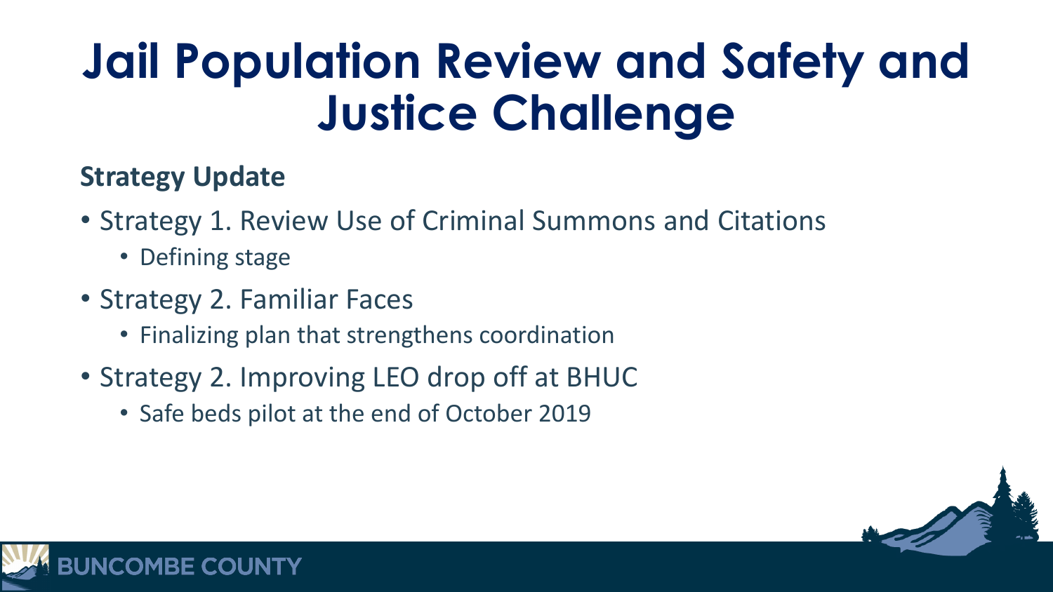# Jail Population Review and Safety and Justice Challenge

**Strategy Update**

- Strategy 1. Review Use of Criminal Summons and Citations
  - Defining stage
- Strategy 2. Familiar Faces
  - Finalizing plan that strengthens coordination
- Strategy 2. Improving LEO drop off at BHUC
  - Safe beds pilot at the end of October 2019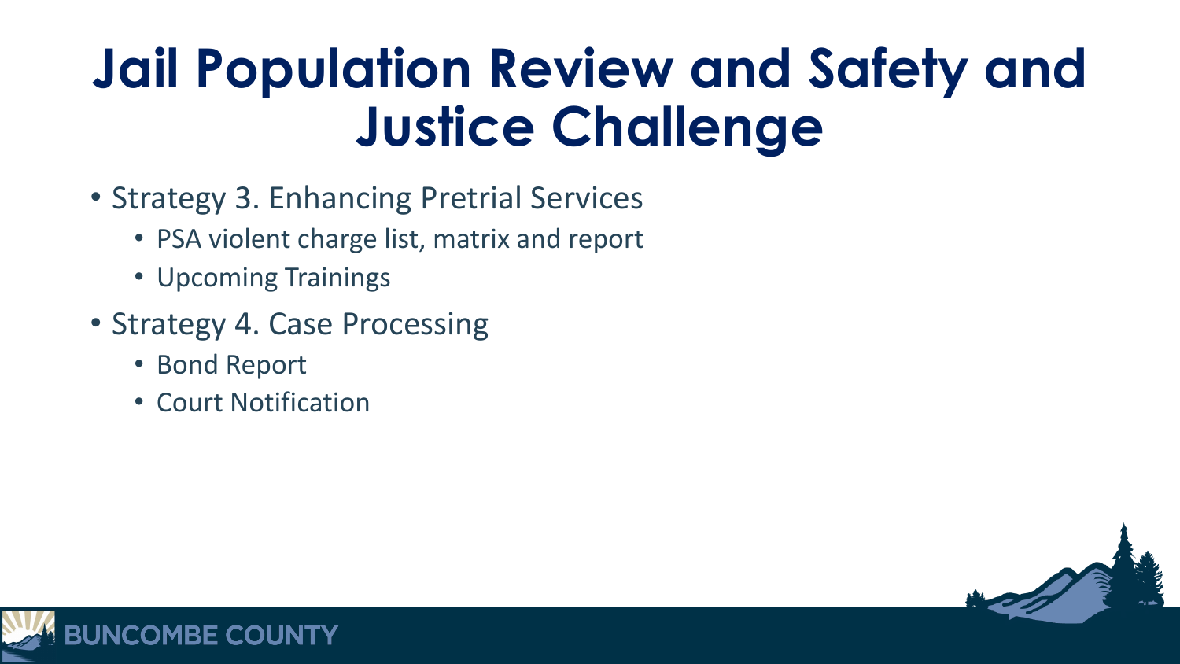# Jail Population Review and Safety and Justice Challenge

- Strategy 3. Enhancing Pretrial Services
  - PSA violent charge list, matrix and report
  - Upcoming Trainings
- Strategy 4. Case Processing
  - Bond Report
  - Court Notification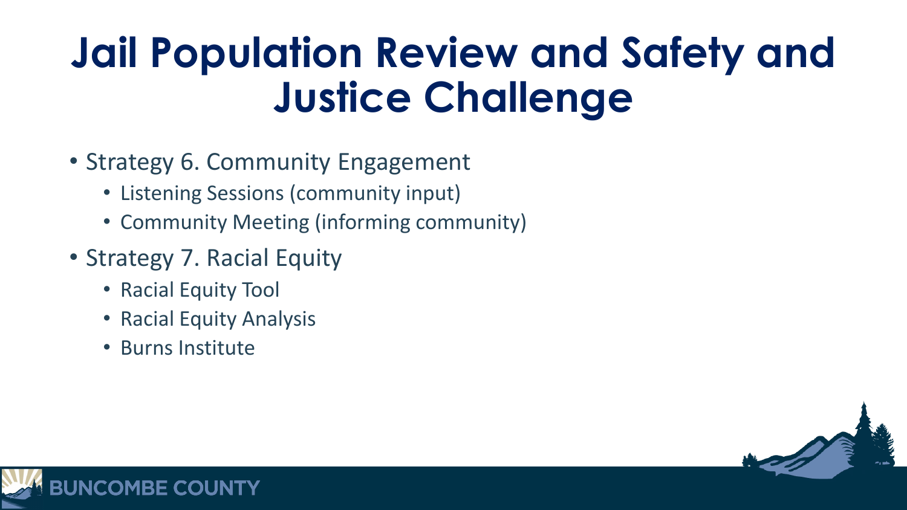# Jail Population Review and Safety and Justice Challenge

- Strategy 6. Community Engagement
  - Listening Sessions (community input)
  - Community Meeting (informing community)
- Strategy 7. Racial Equity
  - Racial Equity Tool
  - Racial Equity Analysis
  - Burns Institute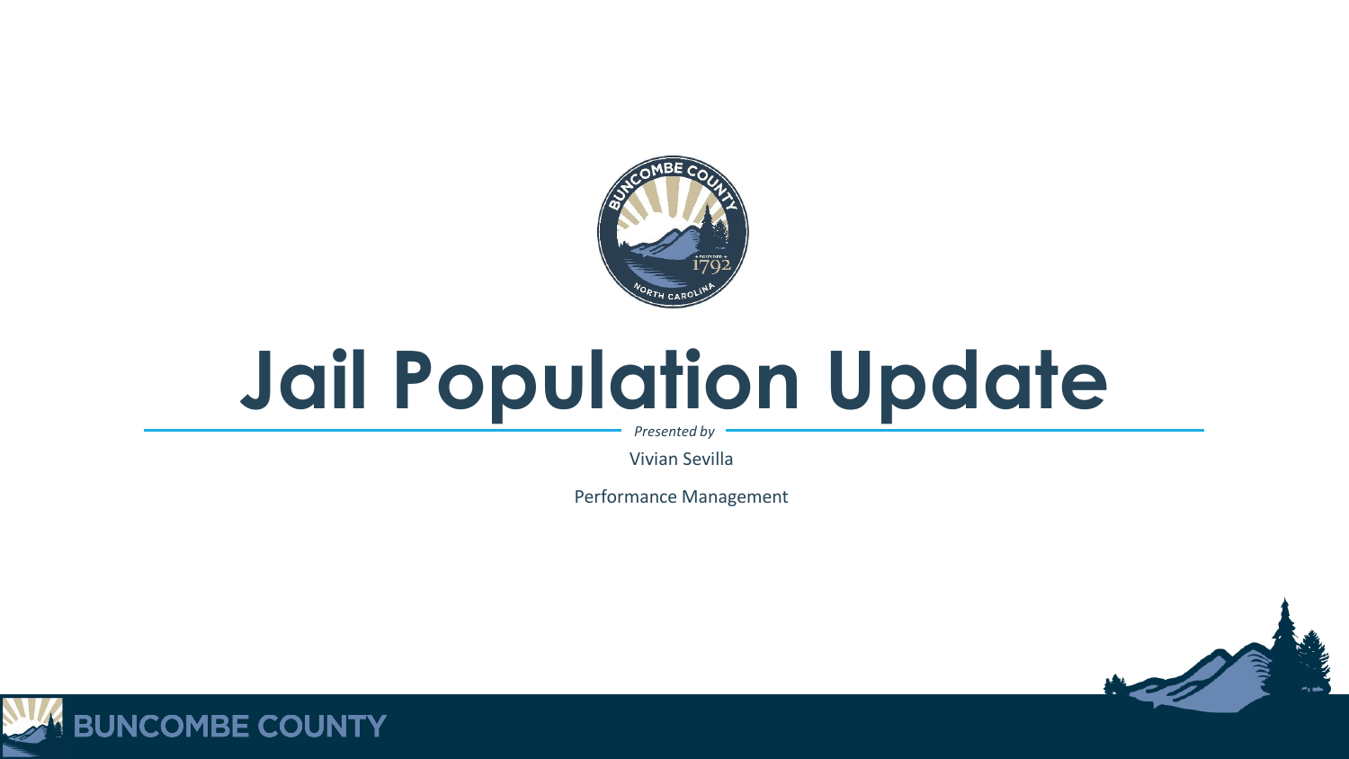# Jail Population Update

*Presented by*

Vivian Sevilla

Performance Management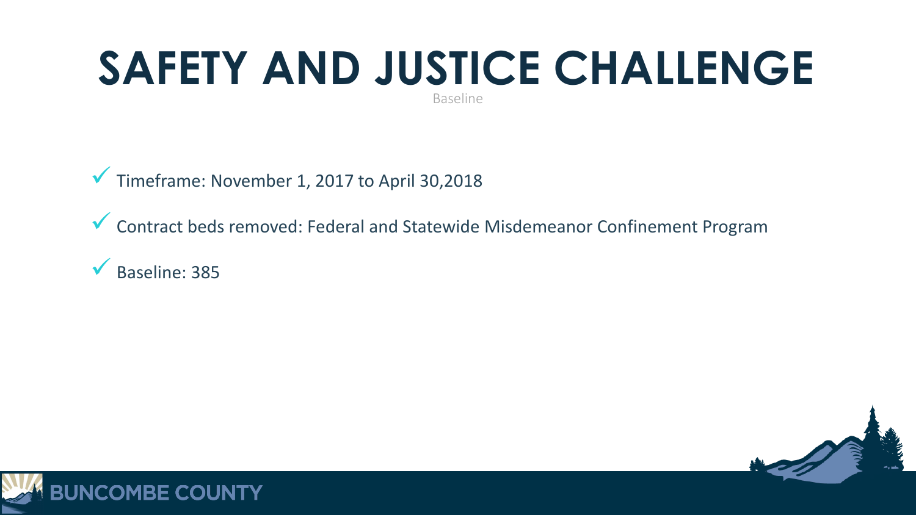# SAFETY AND JUSTICE CHALLENGE

Baseline

- Timeframe: November 1, 2017 to April 30,2018
- Contract beds removed: Federal and Statewide Misdemeanor Confinement Program
- Baseline: 385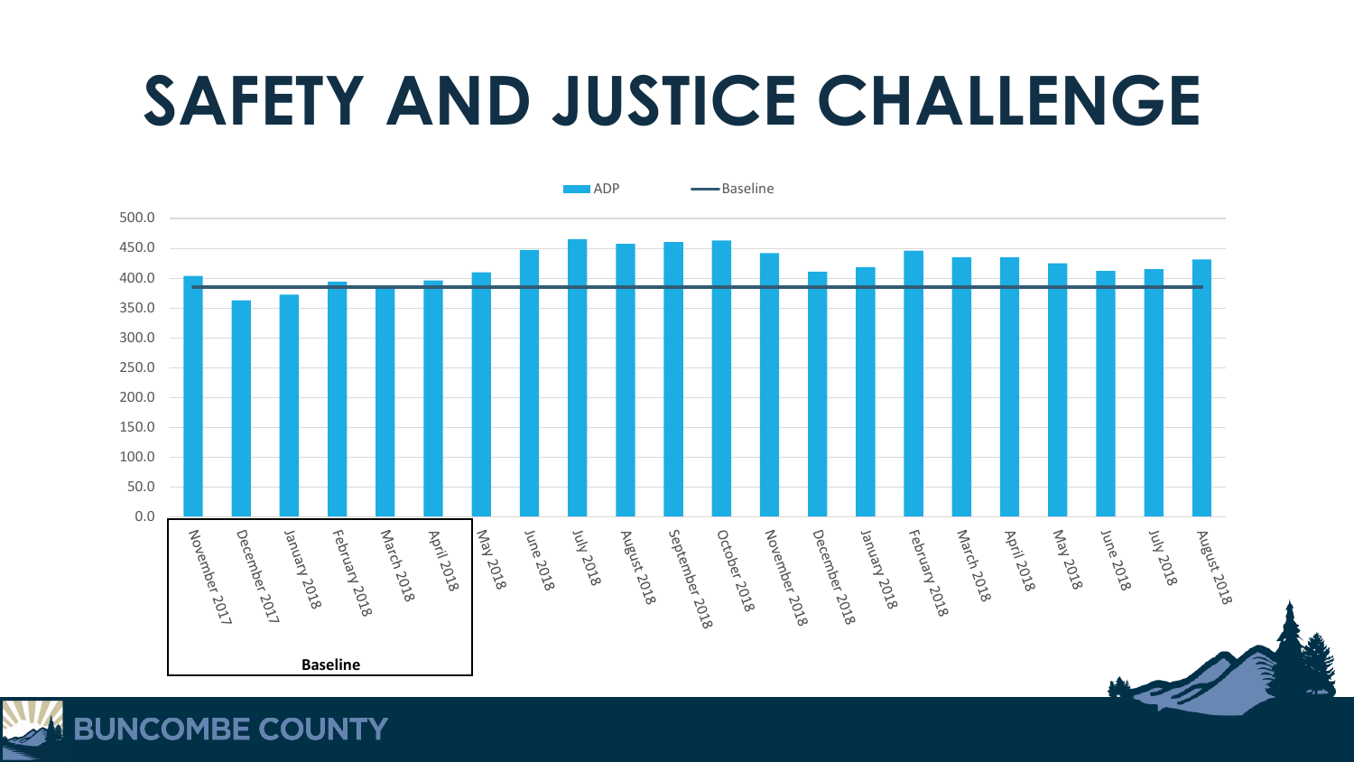# SAFETY AND JUSTICE CHALLENGE

ADP — Baseline

500.0
450.0
400.0
350.0
300.0
250.0
200.0
150.0
100.0
50.0
0.0

November 2017, December 2017, January 2018, February 2018, March 2018, April 2018, May 2018, June 2018, July 2018, August 2018, September 2018, October 2018, November 2018, December 2018, January 2018, February 2018, March 2018, April 2018, May 2018, June 2018, July 2018, August 2018

**Baseline**

BUNCOMBE COUNTY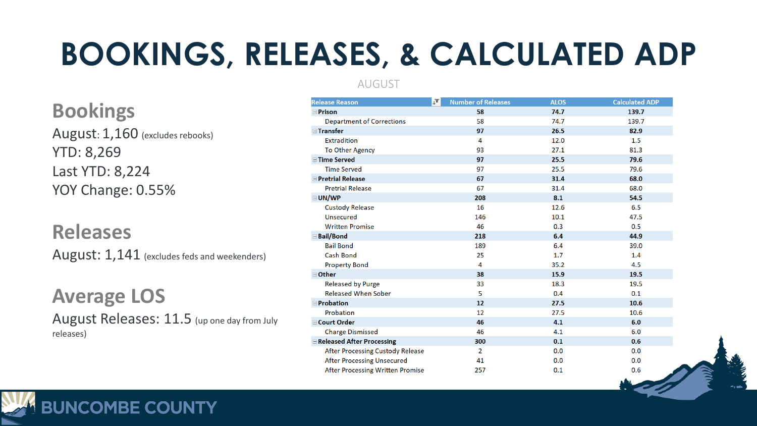# BOOKINGS, RELEASES, & CALCULATED ADP

## Bookings

August: 1,160 (excludes rebooks)

YTD: 8,269

Last YTD: 8,224

YOY Change: 0.55%

## Releases

August: 1,141 (excludes feds and weekenders)

## Average LOS

August Releases: 11.5 (up one day from July releases)

AUGUST

| Release Reason | Number of Releases | ALOS | Calculated ADP |
|---|---|---|---|
| **Prison** | **58** | **74.7** | **139.7** |
| Department of Corrections | 58 | 74.7 | 139.7 |
| **Transfer** | **97** | **26.5** | **82.9** |
| Extradition | 4 | 12.0 | 1.5 |
| To Other Agency | 93 | 27.1 | 81.3 |
| **Time Served** | **97** | **25.5** | **79.6** |
| Time Served | 97 | 25.5 | 79.6 |
| **Pretrial Release** | **67** | **31.4** | **68.0** |
| Pretrial Release | 67 | 31.4 | 68.0 |
| **UN/WP** | **208** | **8.1** | **54.5** |
| Custody Release | 16 | 12.6 | 6.5 |
| Unsecured | 146 | 10.1 | 47.5 |
| Written Promise | 46 | 0.3 | 0.5 |
| **Bail/Bond** | **218** | **6.4** | **44.9** |
| Bail Bond | 189 | 6.4 | 39.0 |
| Cash Bond | 25 | 1.7 | 1.4 |
| Property Bond | 4 | 35.2 | 4.5 |
| **Other** | **38** | **15.9** | **19.5** |
| Released by Purge | 33 | 18.3 | 19.5 |
| Released When Sober | 5 | 0.4 | 0.1 |
| **Probation** | **12** | **27.5** | **10.6** |
| Probation | 12 | 27.5 | 10.6 |
| **Court Order** | **46** | **4.1** | **6.0** |
| Charge Dismissed | 46 | 4.1 | 6.0 |
| **Released After Processing** | **300** | **0.1** | **0.6** |
| After Processing Custody Release | 2 | 0.0 | 0.0 |
| After Processing Unsecured | 41 | 0.0 | 0.0 |
| After Processing Written Promise | 257 | 0.1 | 0.6 |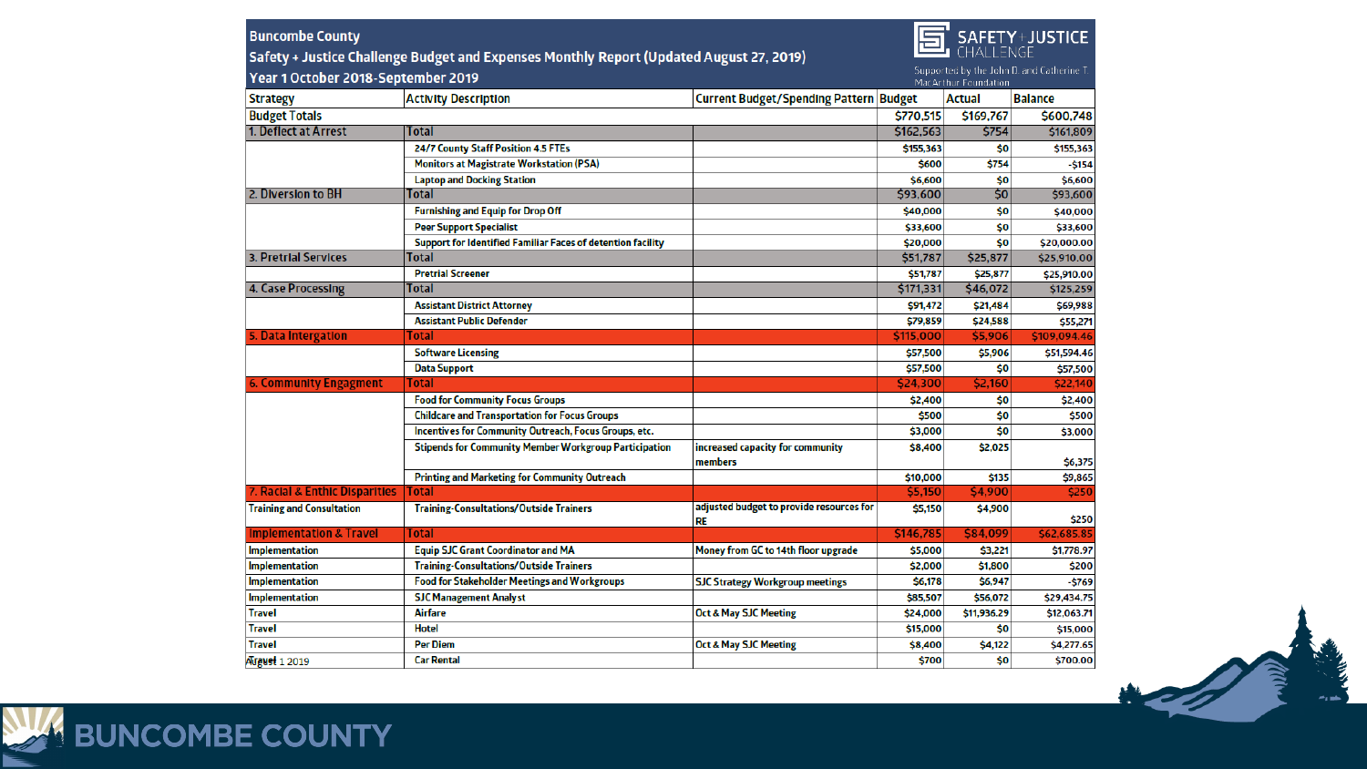## Buncombe County
## Safety + Justice Challenge Budget and Expenses Monthly Report (Updated August 27, 2019)
## Year 1 October 2018-September 2019

SAFETY + JUSTICE CHALLENGE
Supported by the John D. and Catherine T. MacArthur Foundation

| Strategy | Activity Description | Current Budget/Spending Pattern | Budget | Actual | Balance |
|---|---|---|---|---|---|
| Budget Totals | | | $770,515 | $169,767 | $600,748 |
| 1. Deflect at Arrest | Total | | $162,563 | $754 | $161,809 |
| | 24/7 County Staff Position 4.5 FTEs | | $155,363 | $0 | $155,363 |
| | Monitors at Magistrate Workstation (PSA) | | $600 | $754 | -$154 |
| | Laptop and Docking Station | | $6,600 | $0 | $6,600 |
| 2. Diversion to BH | Total | | $93,600 | $0 | $93,600 |
| | Furnishing and Equip for Drop Off | | $40,000 | $0 | $40,000 |
| | Peer Support Specialist | | $33,600 | $0 | $33,600 |
| | Support for Identified Familiar Faces of detention facility | | $20,000 | $0 | $20,000.00 |
| 3. Pretrial Services | Total | | $51,787 | $25,877 | $25,910.00 |
| | Pretrial Screener | | $51,787 | $25,877 | $25,910.00 |
| 4. Case Processing | Total | | $171,331 | $46,072 | $125,259 |
| | Assistant District Attorney | | $91,472 | $21,484 | $69,988 |
| | Assistant Public Defender | | $79,859 | $24,588 | $55,271 |
| 5. Data Intergation | Total | | $115,000 | $5,906 | $109,094.46 |
| | Software Licensing | | $57,500 | $5,906 | $51,594.46 |
| | Data Support | | $57,500 | $0 | $57,500 |
| 6. Community Engagment | Total | | $24,300 | $2,160 | $22,140 |
| | Food for Community Focus Groups | | $2,400 | $0 | $2,400 |
| | Childcare and Transportation for Focus Groups | | $500 | $0 | $500 |
| | Incentives for Community Outreach, Focus Groups, etc. | | $3,000 | $0 | $3,000 |
| | Stipends for Community Member Workgroup Participation | increased capacity for community members | $8,400 | $2,025 | $6,375 |
| | Printing and Marketing for Community Outreach | | $10,000 | $135 | $9,865 |
| 7. Racial & Enthic Disparities | Total | | $5,150 | $4,900 | $250 |
| Training and Consultation | Training-Consultations/Outside Trainers | adjusted budget to provide resources for RE | $5,150 | $4,900 | $250 |
| Implementation & Travel | Total | | $146,785 | $84,099 | $62,685.85 |
| Implementation | Equip SJC Grant Coordinator and MA | Money from GC to 14th floor upgrade | $5,000 | $3,221 | $1,778.97 |
| Implementation | Training-Consultations/Outside Trainers | | $2,000 | $1,800 | $200 |
| Implementation | Food for Stakeholder Meetings and Workgroups | SJC Strategy Workgroup meetings | $6,178 | $6,947 | -$769 |
| Implementation | SJC Management Analyst | | $85,507 | $56,072 | $29,434.75 |
| Travel | Airfare | Oct & May SJC Meeting | $24,000 | $11,936.29 | $12,063.71 |
| Travel | Hotel | | $15,000 | $0 | $15,000 |
| Travel | Per Diem | Oct & May SJC Meeting | $8,400 | $4,122 | $4,277.65 |
| Travel | Car Rental | | $700 | $0 | $700.00 |

August 1 2019

BUNCOMBE COUNTY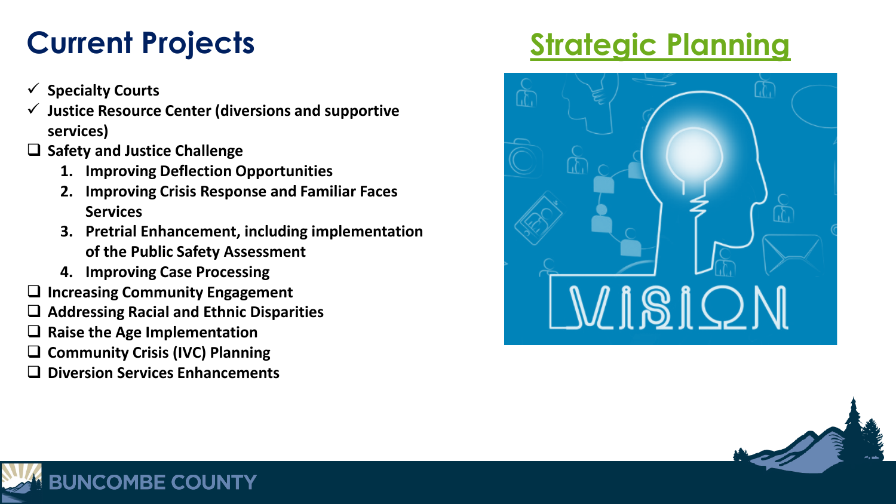# Current Projects

- ✓ **Specialty Courts**
- ✓ **Justice Resource Center (diversions and supportive services)**
- ❑ **Safety and Justice Challenge**
    1. **Improving Deflection Opportunities**
    2. **Improving Crisis Response and Familiar Faces Services**
    3. **Pretrial Enhancement, including implementation of the Public Safety Assessment**
    4. **Improving Case Processing**
- ❑ **Increasing Community Engagement**
- ❑ **Addressing Racial and Ethnic Disparities**
- ❑ **Raise the Age Implementation**
- ❑ **Community Crisis (IVC) Planning**
- ❑ **Diversion Services Enhancements**

## Strategic Planning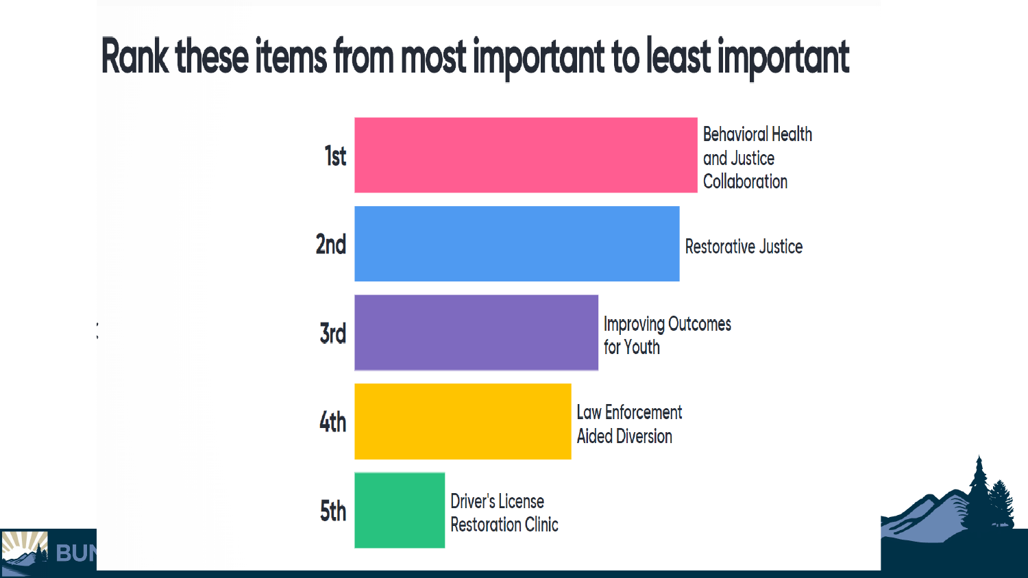# Rank these items from most important to least important

| Rank | Item |
| --- | --- |
| 1st | Behavioral Health and Justice Collaboration |
| 2nd | Restorative Justice |
| 3rd | Improving Outcomes for Youth |
| 4th | Law Enforcement Aided Diversion |
| 5th | Driver's License Restoration Clinic |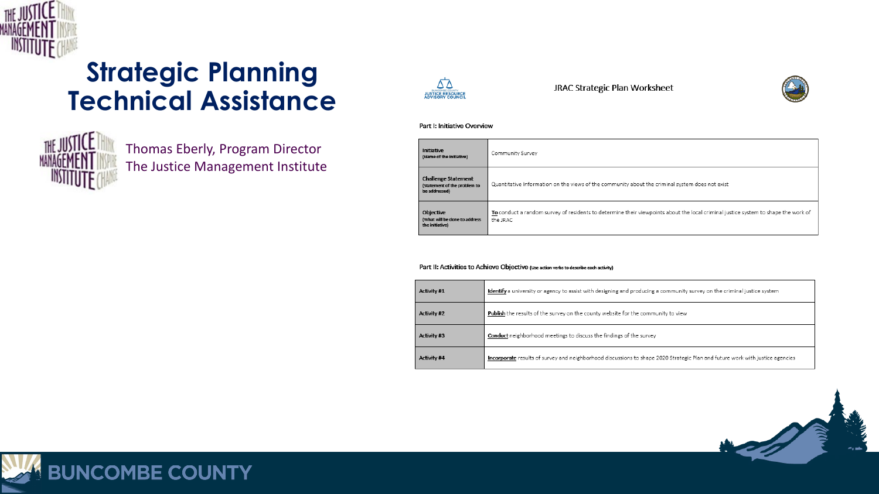# Strategic Planning Technical Assistance

Thomas Eberly, Program Director
The Justice Management Institute

JRAC Strategic Plan Worksheet

Part I: Initiative Overview

| | |
|---|---|
| **Initiative** (Name of the initiative) | Community Survey |
| **Challenge Statement** (Statement of the problem to be addressed) | Quantitative information on the views of the community about the criminal system does not exist |
| **Objective** (What will be done to address the initiative) | **To** conduct a random survey of residents to determine their viewpoints about the local criminal justice system to shape the work of the JRAC |

Part II: Activities to Achieve Objective (Use action verbs to describe each activity)

| | |
|---|---|
| **Activity #1** | **Identify** a university or agency to assist with designing and producing a community survey on the criminal justice system |
| **Activity #2** | **Publish** the results of the survey on the county website for the community to view |
| **Activity #3** | **Conduct** neighborhood meetings to discuss the findings of the survey |
| **Activity #4** | **Incorporate** results of survey and neighborhood discussions to shape 2020 Strategic Plan and future work with justice agencies |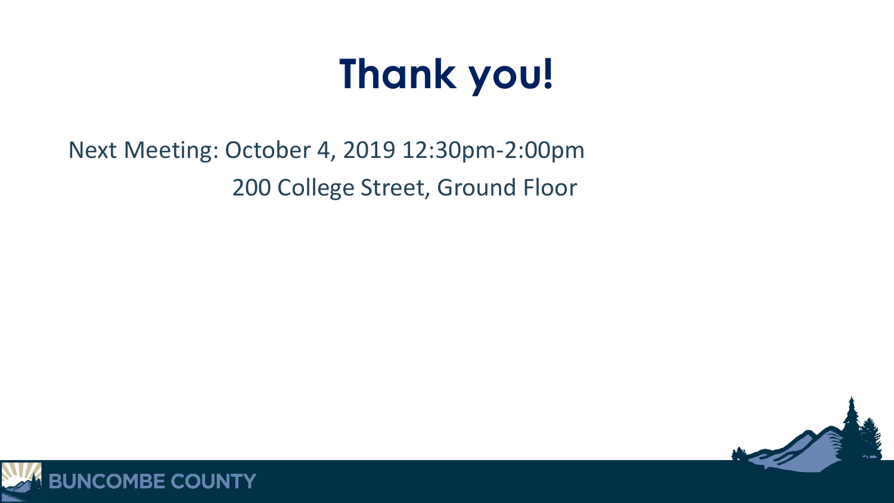# Thank you!

Next Meeting: October 4, 2019 12:30pm-2:00pm
200 College Street, Ground Floor